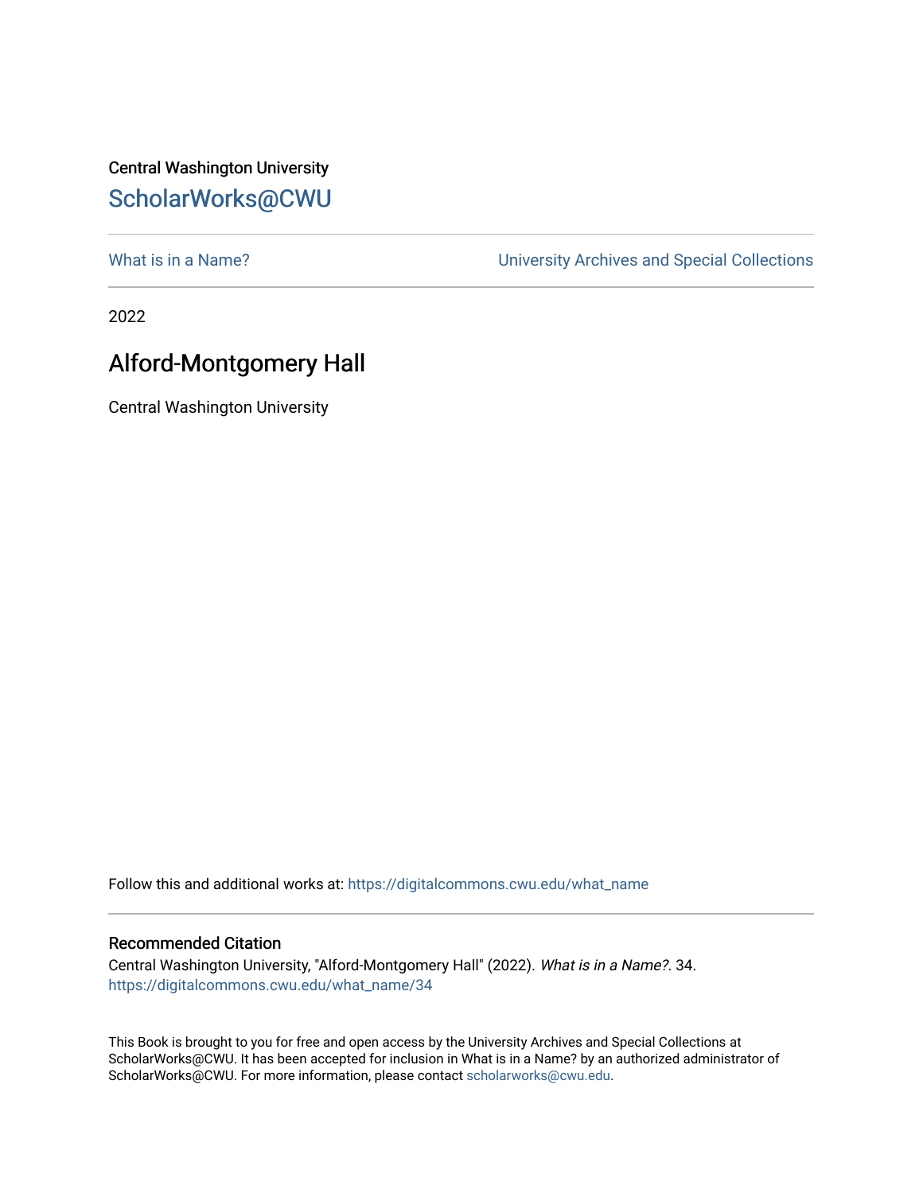Central Washington University

## ScholarWorks@CWU

What is in a Name? | University Archives and Special Collections

2022

# Alford-Montgomery Hall

Central Washington University

Follow this and additional works at: https://digitalcommons.cwu.edu/what_name

### Recommended Citation

Central Washington University, "Alford-Montgomery Hall" (2022). *What is in a Name?*. 34.
https://digitalcommons.cwu.edu/what_name/34

This Book is brought to you for free and open access by the University Archives and Special Collections at ScholarWorks@CWU. It has been accepted for inclusion in What is in a Name? by an authorized administrator of ScholarWorks@CWU. For more information, please contact scholarworks@cwu.edu.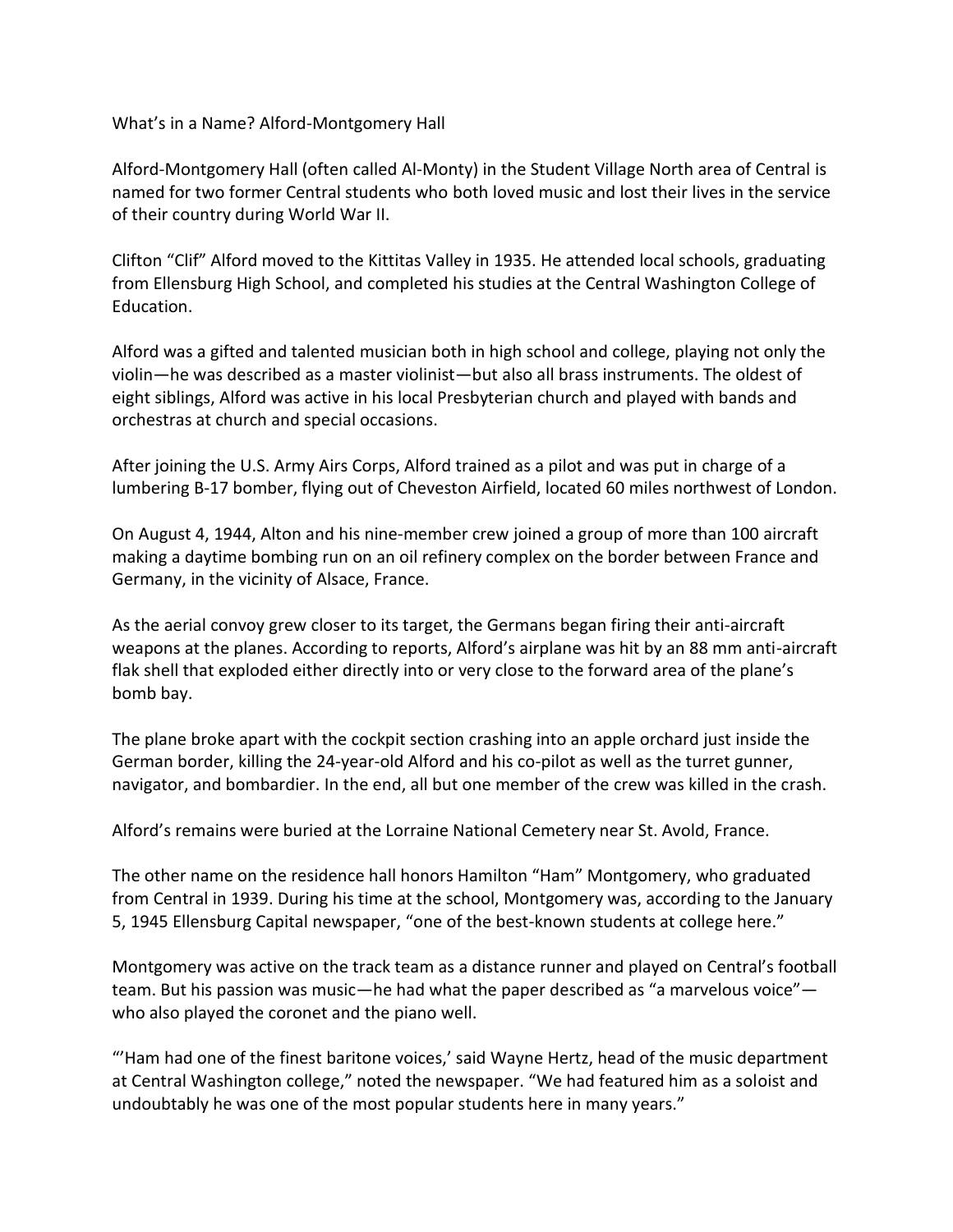What's in a Name? Alford-Montgomery Hall

Alford-Montgomery Hall (often called Al-Monty) in the Student Village North area of Central is named for two former Central students who both loved music and lost their lives in the service of their country during World War II.

Clifton "Clif" Alford moved to the Kittitas Valley in 1935. He attended local schools, graduating from Ellensburg High School, and completed his studies at the Central Washington College of Education.

Alford was a gifted and talented musician both in high school and college, playing not only the violin—he was described as a master violinist—but also all brass instruments. The oldest of eight siblings, Alford was active in his local Presbyterian church and played with bands and orchestras at church and special occasions.

After joining the U.S. Army Airs Corps, Alford trained as a pilot and was put in charge of a lumbering B-17 bomber, flying out of Cheveston Airfield, located 60 miles northwest of London.

On August 4, 1944, Alton and his nine-member crew joined a group of more than 100 aircraft making a daytime bombing run on an oil refinery complex on the border between France and Germany, in the vicinity of Alsace, France.

As the aerial convoy grew closer to its target, the Germans began firing their anti-aircraft weapons at the planes. According to reports, Alford's airplane was hit by an 88 mm anti-aircraft flak shell that exploded either directly into or very close to the forward area of the plane's bomb bay.

The plane broke apart with the cockpit section crashing into an apple orchard just inside the German border, killing the 24-year-old Alford and his co-pilot as well as the turret gunner, navigator, and bombardier. In the end, all but one member of the crew was killed in the crash.

Alford's remains were buried at the Lorraine National Cemetery near St. Avold, France.

The other name on the residence hall honors Hamilton "Ham" Montgomery, who graduated from Central in 1939. During his time at the school, Montgomery was, according to the January 5, 1945 Ellensburg Capital newspaper, "one of the best-known students at college here."

Montgomery was active on the track team as a distance runner and played on Central's football team. But his passion was music—he had what the paper described as "a marvelous voice"—who also played the coronet and the piano well.

"'Ham had one of the finest baritone voices,' said Wayne Hertz, head of the music department at Central Washington college," noted the newspaper. "We had featured him as a soloist and undoubtably he was one of the most popular students here in many years."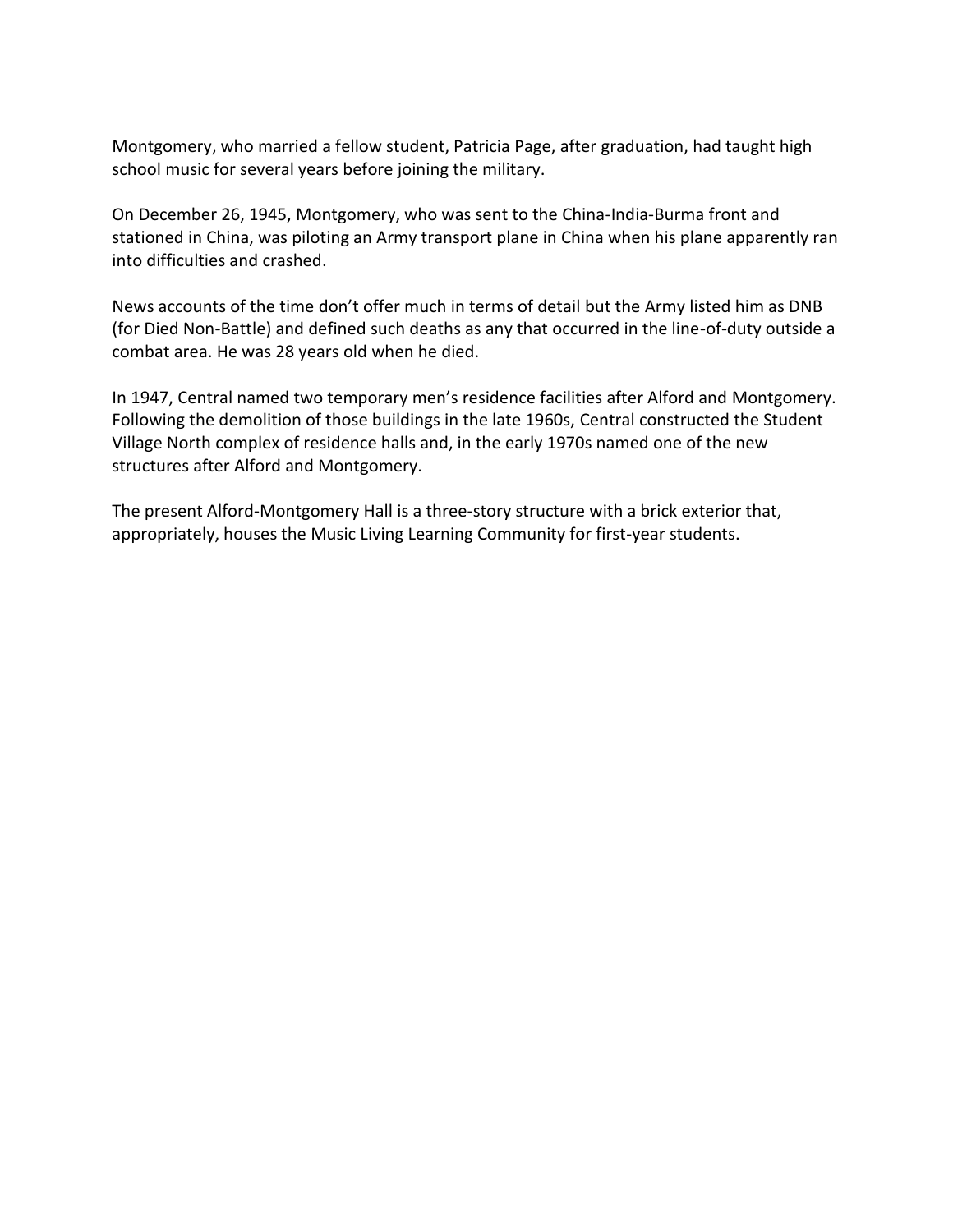Montgomery, who married a fellow student, Patricia Page, after graduation, had taught high school music for several years before joining the military.

On December 26, 1945, Montgomery, who was sent to the China-India-Burma front and stationed in China, was piloting an Army transport plane in China when his plane apparently ran into difficulties and crashed.

News accounts of the time don't offer much in terms of detail but the Army listed him as DNB (for Died Non-Battle) and defined such deaths as any that occurred in the line-of-duty outside a combat area. He was 28 years old when he died.

In 1947, Central named two temporary men's residence facilities after Alford and Montgomery. Following the demolition of those buildings in the late 1960s, Central constructed the Student Village North complex of residence halls and, in the early 1970s named one of the new structures after Alford and Montgomery.

The present Alford-Montgomery Hall is a three-story structure with a brick exterior that, appropriately, houses the Music Living Learning Community for first-year students.